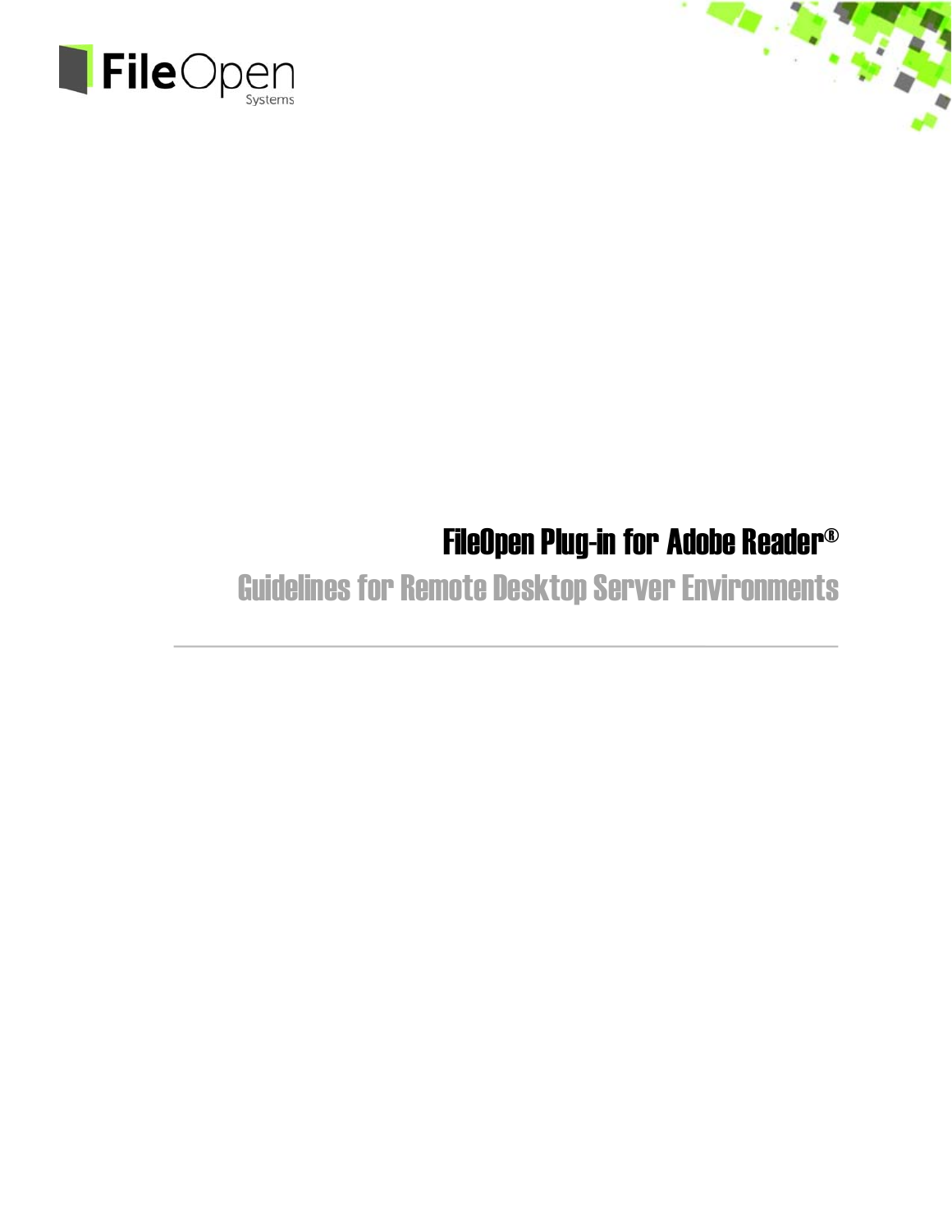FileOpen Systems

# FileOpen Plug-in for Adobe Reader®

## Guidelines for Remote Desktop Server Environments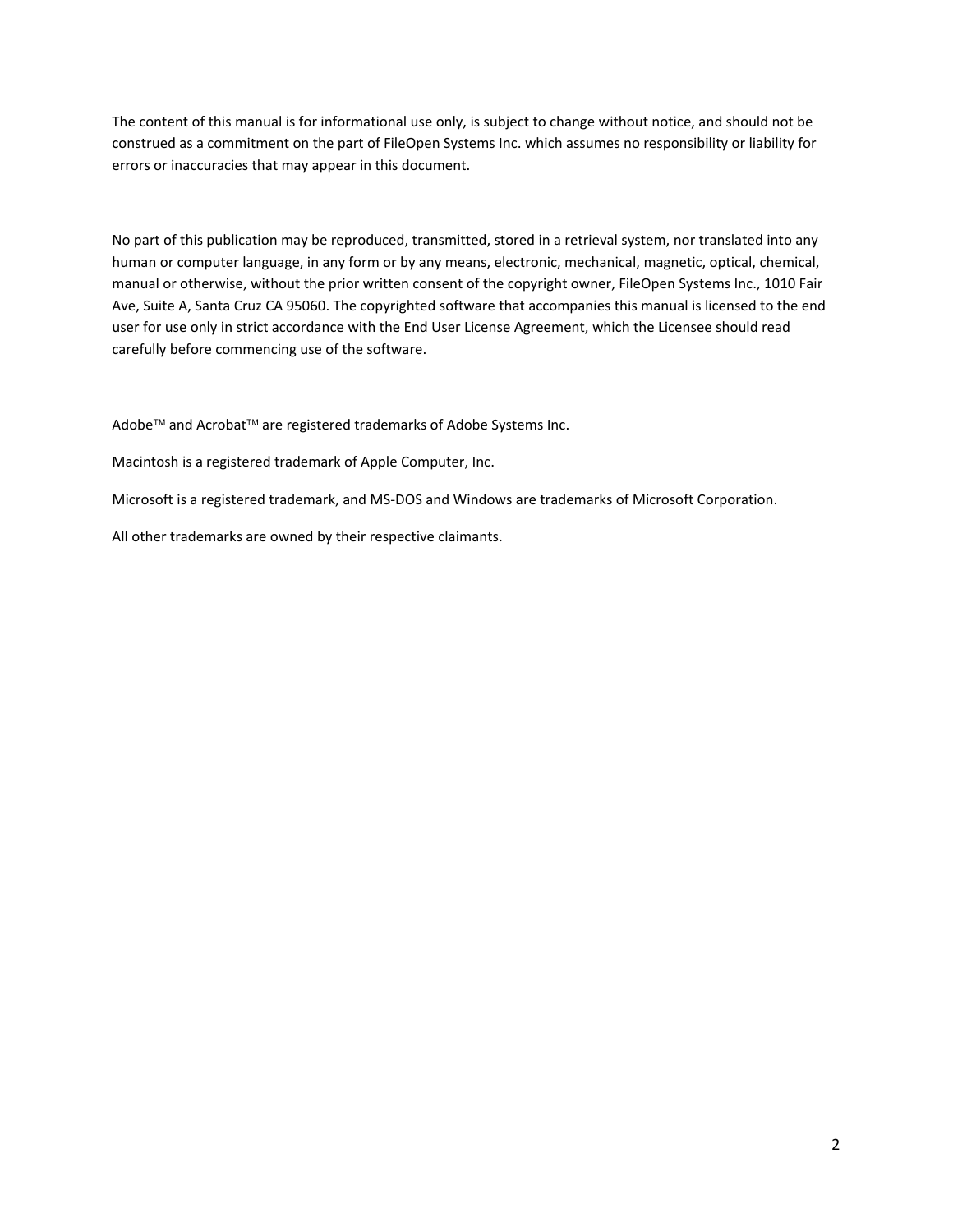The content of this manual is for informational use only, is subject to change without notice, and should not be construed as a commitment on the part of FileOpen Systems Inc. which assumes no responsibility or liability for errors or inaccuracies that may appear in this document.

No part of this publication may be reproduced, transmitted, stored in a retrieval system, nor translated into any human or computer language, in any form or by any means, electronic, mechanical, magnetic, optical, chemical, manual or otherwise, without the prior written consent of the copyright owner, FileOpen Systems Inc., 1010 Fair Ave, Suite A, Santa Cruz CA 95060. The copyrighted software that accompanies this manual is licensed to the end user for use only in strict accordance with the End User License Agreement, which the Licensee should read carefully before commencing use of the software.

Adobe™ and Acrobat™ are registered trademarks of Adobe Systems Inc.

Macintosh is a registered trademark of Apple Computer, Inc.

Microsoft is a registered trademark, and MS-DOS and Windows are trademarks of Microsoft Corporation.

All other trademarks are owned by their respective claimants.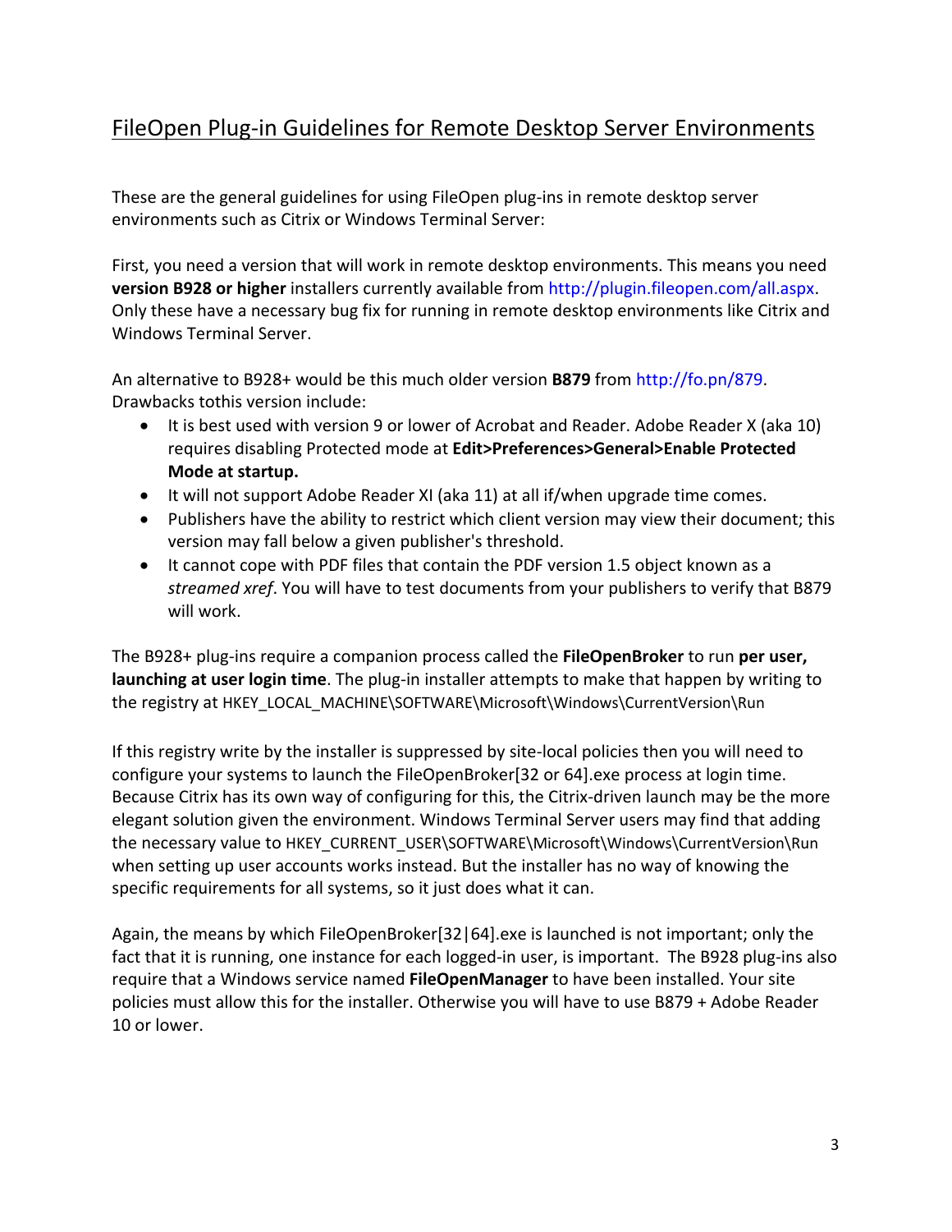# FileOpen Plug-in Guidelines for Remote Desktop Server Environments

These are the general guidelines for using FileOpen plug-ins in remote desktop server environments such as Citrix or Windows Terminal Server:

First, you need a version that will work in remote desktop environments. This means you need **version B928 or higher** installers currently available from http://plugin.fileopen.com/all.aspx. Only these have a necessary bug fix for running in remote desktop environments like Citrix and Windows Terminal Server.

An alternative to B928+ would be this much older version **B879** from http://fo.pn/879. Drawbacks tothis version include:

- It is best used with version 9 or lower of Acrobat and Reader. Adobe Reader X (aka 10) requires disabling Protected mode at **Edit>Preferences>General>Enable Protected Mode at startup.**
- It will not support Adobe Reader XI (aka 11) at all if/when upgrade time comes.
- Publishers have the ability to restrict which client version may view their document; this version may fall below a given publisher's threshold.
- It cannot cope with PDF files that contain the PDF version 1.5 object known as a *streamed xref*. You will have to test documents from your publishers to verify that B879 will work.

The B928+ plug-ins require a companion process called the **FileOpenBroker** to run **per user, launching at user login time**. The plug-in installer attempts to make that happen by writing to the registry at HKEY_LOCAL_MACHINE\SOFTWARE\Microsoft\Windows\CurrentVersion\Run

If this registry write by the installer is suppressed by site-local policies then you will need to configure your systems to launch the FileOpenBroker[32 or 64].exe process at login time. Because Citrix has its own way of configuring for this, the Citrix-driven launch may be the more elegant solution given the environment. Windows Terminal Server users may find that adding the necessary value to HKEY_CURRENT_USER\SOFTWARE\Microsoft\Windows\CurrentVersion\Run when setting up user accounts works instead. But the installer has no way of knowing the specific requirements for all systems, so it just does what it can.

Again, the means by which FileOpenBroker[32|64].exe is launched is not important; only the fact that it is running, one instance for each logged-in user, is important. The B928 plug-ins also require that a Windows service named **FileOpenManager** to have been installed. Your site policies must allow this for the installer. Otherwise you will have to use B879 + Adobe Reader 10 or lower.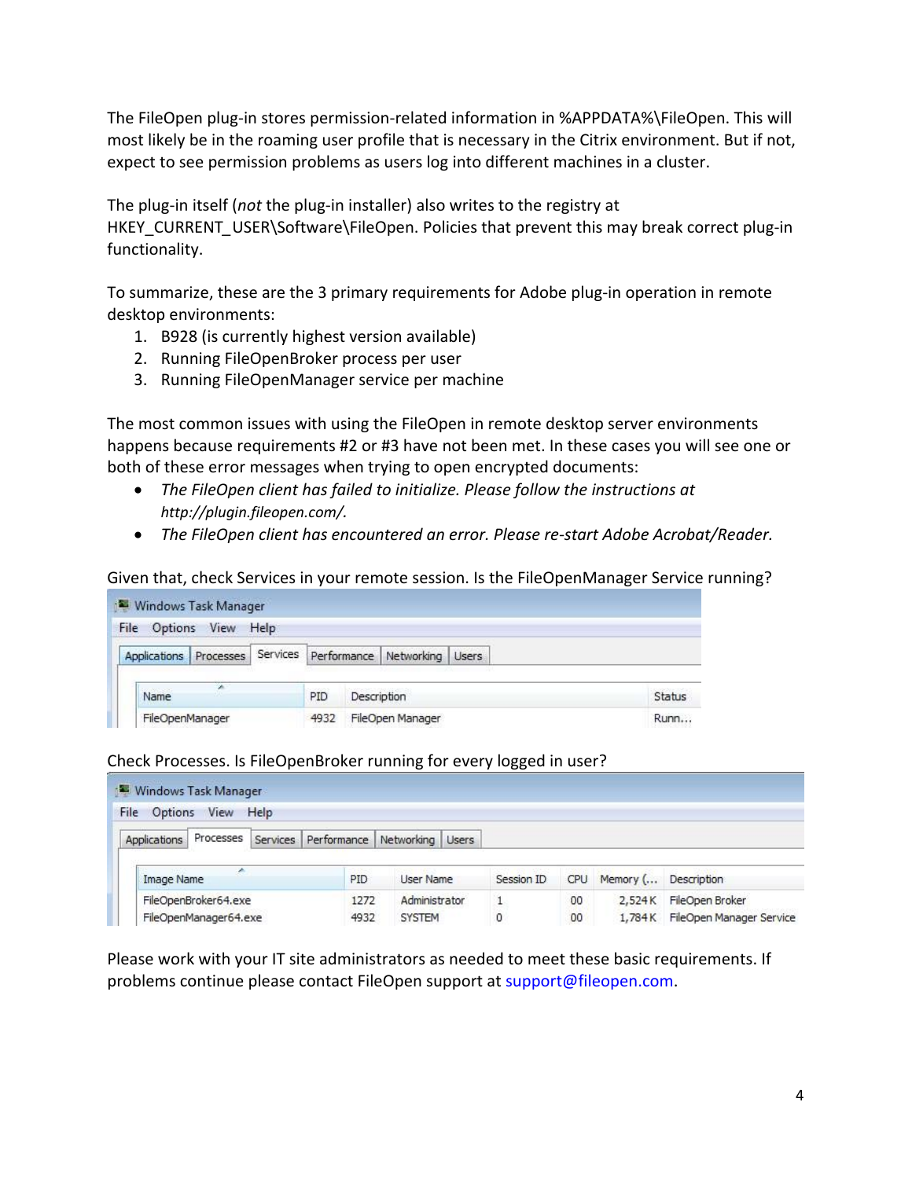The FileOpen plug-in stores permission-related information in %APPDATA%\FileOpen. This will most likely be in the roaming user profile that is necessary in the Citrix environment. But if not, expect to see permission problems as users log into different machines in a cluster.

The plug-in itself (*not* the plug-in installer) also writes to the registry at HKEY_CURRENT_USER\Software\FileOpen. Policies that prevent this may break correct plug-in functionality.

To summarize, these are the 3 primary requirements for Adobe plug-in operation in remote desktop environments:

1. B928 (is currently highest version available)
2. Running FileOpenBroker process per user
3. Running FileOpenManager service per machine

The most common issues with using the FileOpen in remote desktop server environments happens because requirements #2 or #3 have not been met. In these cases you will see one or both of these error messages when trying to open encrypted documents:

- *The FileOpen client has failed to initialize. Please follow the instructions at http://plugin.fileopen.com/.*
- *The FileOpen client has encountered an error. Please re-start Adobe Acrobat/Reader.*

Given that, check Services in your remote session. Is the FileOpenManager Service running?

Windows Task Manager

File Options View Help

Applications | Processes | Services | Performance | Networking | Users

| Name | PID | Description | Status |
| --- | --- | --- | --- |
| FileOpenManager | 4932 | FileOpen Manager | Runn... |

Check Processes. Is FileOpenBroker running for every logged in user?

Windows Task Manager

File Options View Help

Applications | Processes | Services | Performance | Networking | Users

| Image Name | PID | User Name | Session ID | CPU | Memory (... | Description |
| --- | --- | --- | --- | --- | --- | --- |
| FileOpenBroker64.exe | 1272 | Administrator | 1 | 00 | 2,524 K | FileOpen Broker |
| FileOpenManager64.exe | 4932 | SYSTEM | 0 | 00 | 1,784 K | FileOpen Manager Service |

Please work with your IT site administrators as needed to meet these basic requirements. If problems continue please contact FileOpen support at support@fileopen.com.